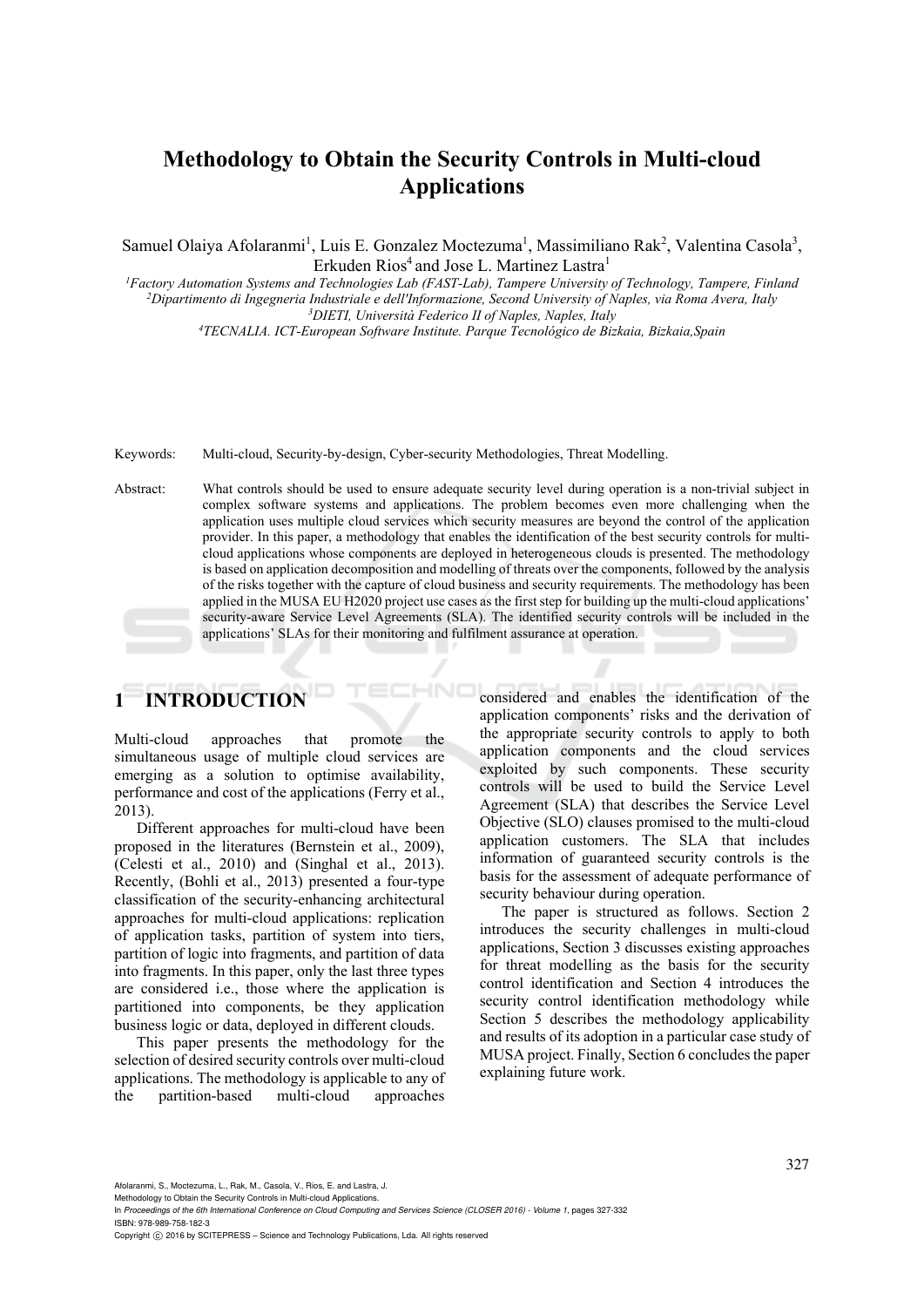# Methodology to Obtain the Security Controls in Multi-cloud Applications

Samuel Olaiya Afolaranmi[1], Luis E. Gonzalez Moctezuma[1], Massimiliano Rak[2], Valentina Casola[3], Erkuden Rios[4] and Jose L. Martinez Lastra[1]

[1]*Factory Automation Systems and Technologies Lab (FAST-Lab), Tampere University of Technology, Tampere, Finland*
[2]*Dipartimento di Ingegneria Industriale e dell'Informazione, Second University of Naples, via Roma Avera, Italy*
[3]*DIETI, Università Federico II of Naples, Naples, Italy*
[4]*TECNALIA. ICT-European Software Institute. Parque Tecnológico de Bizkaia, Bizkaia,Spain*

Keywords: Multi-cloud, Security-by-design, Cyber-security Methodologies, Threat Modelling.

Abstract: What controls should be used to ensure adequate security level during operation is a non-trivial subject in complex software systems and applications. The problem becomes even more challenging when the application uses multiple cloud services which security measures are beyond the control of the application provider. In this paper, a methodology that enables the identification of the best security controls for multi-cloud applications whose components are deployed in heterogeneous clouds is presented. The methodology is based on application decomposition and modelling of threats over the components, followed by the analysis of the risks together with the capture of cloud business and security requirements. The methodology has been applied in the MUSA EU H2020 project use cases as the first step for building up the multi-cloud applications' security-aware Service Level Agreements (SLA). The identified security controls will be included in the applications' SLAs for their monitoring and fulfilment assurance at operation.

## 1 INTRODUCTION

Multi-cloud approaches that promote the simultaneous usage of multiple cloud services are emerging as a solution to optimise availability, performance and cost of the applications (Ferry et al., 2013).

Different approaches for multi-cloud have been proposed in the literatures (Bernstein et al., 2009), (Celesti et al., 2010) and (Singhal et al., 2013). Recently, (Bohli et al., 2013) presented a four-type classification of the security-enhancing architectural approaches for multi-cloud applications: replication of application tasks, partition of system into tiers, partition of logic into fragments, and partition of data into fragments. In this paper, only the last three types are considered i.e., those where the application is partitioned into components, be they application business logic or data, deployed in different clouds.

This paper presents the methodology for the selection of desired security controls over multi-cloud applications. The methodology is applicable to any of the partition-based multi-cloud approaches considered and enables the identification of the application components' risks and the derivation of the appropriate security controls to apply to both application components and the cloud services exploited by such components. These security controls will be used to build the Service Level Agreement (SLA) that describes the Service Level Objective (SLO) clauses promised to the multi-cloud application customers. The SLA that includes information of guaranteed security controls is the basis for the assessment of adequate performance of security behaviour during operation.

The paper is structured as follows. Section 2 introduces the security challenges in multi-cloud applications, Section 3 discusses existing approaches for threat modelling as the basis for the security control identification and Section 4 introduces the security control identification methodology while Section 5 describes the methodology applicability and results of its adoption in a particular case study of MUSA project. Finally, Section 6 concludes the paper explaining future work.

Afolaranmi, S., Moctezuma, L., Rak, M., Casola, V., Rios, E. and Lastra, J.
Methodology to Obtain the Security Controls in Multi-cloud Applications.
In *Proceedings of the 6th International Conference on Cloud Computing and Services Science (CLOSER 2016) - Volume 1*, pages 327-332
ISBN: 978-989-758-182-3
Copyright © 2016 by SCITEPRESS – Science and Technology Publications, Lda. All rights reserved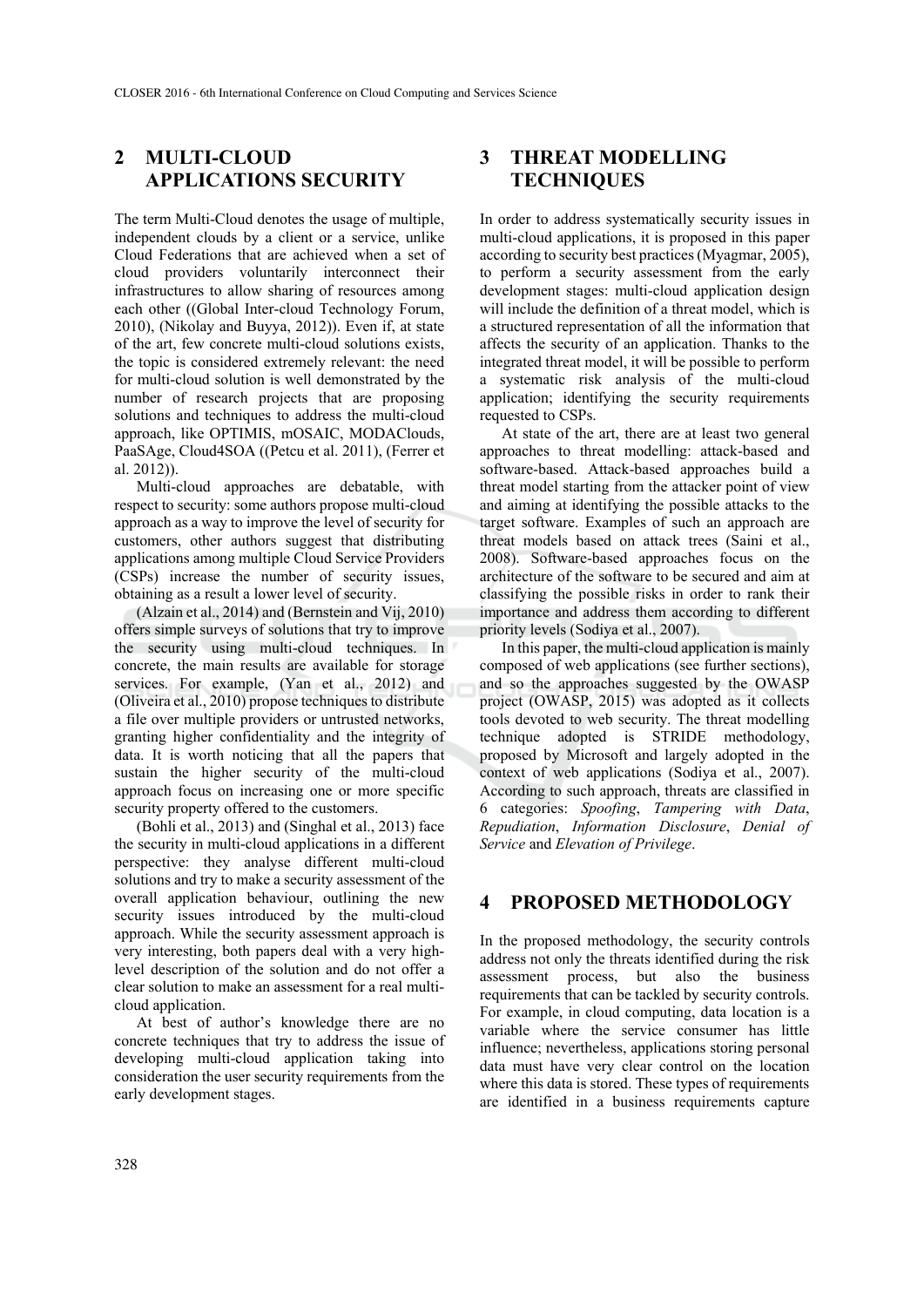## 2 MULTI-CLOUD APPLICATIONS SECURITY

The term Multi-Cloud denotes the usage of multiple, independent clouds by a client or a service, unlike Cloud Federations that are achieved when a set of cloud providers voluntarily interconnect their infrastructures to allow sharing of resources among each other ((Global Inter-cloud Technology Forum, 2010), (Nikolay and Buyya, 2012)). Even if, at state of the art, few concrete multi-cloud solutions exists, the topic is considered extremely relevant: the need for multi-cloud solution is well demonstrated by the number of research projects that are proposing solutions and techniques to address the multi-cloud approach, like OPTIMIS, mOSAIC, MODAClouds, PaaSAge, Cloud4SOA ((Petcu et al. 2011), (Ferrer et al. 2012)).

Multi-cloud approaches are debatable, with respect to security: some authors propose multi-cloud approach as a way to improve the level of security for customers, other authors suggest that distributing applications among multiple Cloud Service Providers (CSPs) increase the number of security issues, obtaining as a result a lower level of security.

(Alzain et al., 2014) and (Bernstein and Vij, 2010) offers simple surveys of solutions that try to improve the security using multi-cloud techniques. In concrete, the main results are available for storage services. For example, (Yan et al., 2012) and (Oliveira et al., 2010) propose techniques to distribute a file over multiple providers or untrusted networks, granting higher confidentiality and the integrity of data. It is worth noticing that all the papers that sustain the higher security of the multi-cloud approach focus on increasing one or more specific security property offered to the customers.

(Bohli et al., 2013) and (Singhal et al., 2013) face the security in multi-cloud applications in a different perspective: they analyse different multi-cloud solutions and try to make a security assessment of the overall application behaviour, outlining the new security issues introduced by the multi-cloud approach. While the security assessment approach is very interesting, both papers deal with a very high-level description of the solution and do not offer a clear solution to make an assessment for a real multi-cloud application.

At best of author's knowledge there are no concrete techniques that try to address the issue of developing multi-cloud application taking into consideration the user security requirements from the early development stages.

## 3 THREAT MODELLING TECHNIQUES

In order to address systematically security issues in multi-cloud applications, it is proposed in this paper according to security best practices (Myagmar, 2005), to perform a security assessment from the early development stages: multi-cloud application design will include the definition of a threat model, which is a structured representation of all the information that affects the security of an application. Thanks to the integrated threat model, it will be possible to perform a systematic risk analysis of the multi-cloud application; identifying the security requirements requested to CSPs.

At state of the art, there are at least two general approaches to threat modelling: attack-based and software-based. Attack-based approaches build a threat model starting from the attacker point of view and aiming at identifying the possible attacks to the target software. Examples of such an approach are threat models based on attack trees (Saini et al., 2008). Software-based approaches focus on the architecture of the software to be secured and aim at classifying the possible risks in order to rank their importance and address them according to different priority levels (Sodiya et al., 2007).

In this paper, the multi-cloud application is mainly composed of web applications (see further sections), and so the approaches suggested by the OWASP project (OWASP, 2015) was adopted as it collects tools devoted to web security. The threat modelling technique adopted is STRIDE methodology, proposed by Microsoft and largely adopted in the context of web applications (Sodiya et al., 2007). According to such approach, threats are classified in 6 categories: *Spoofing*, *Tampering with Data*, *Repudiation*, *Information Disclosure*, *Denial of Service* and *Elevation of Privilege*.

## 4 PROPOSED METHODOLOGY

In the proposed methodology, the security controls address not only the threats identified during the risk assessment process, but also the business requirements that can be tackled by security controls. For example, in cloud computing, data location is a variable where the service consumer has little influence; nevertheless, applications storing personal data must have very clear control on the location where this data is stored. These types of requirements are identified in a business requirements capture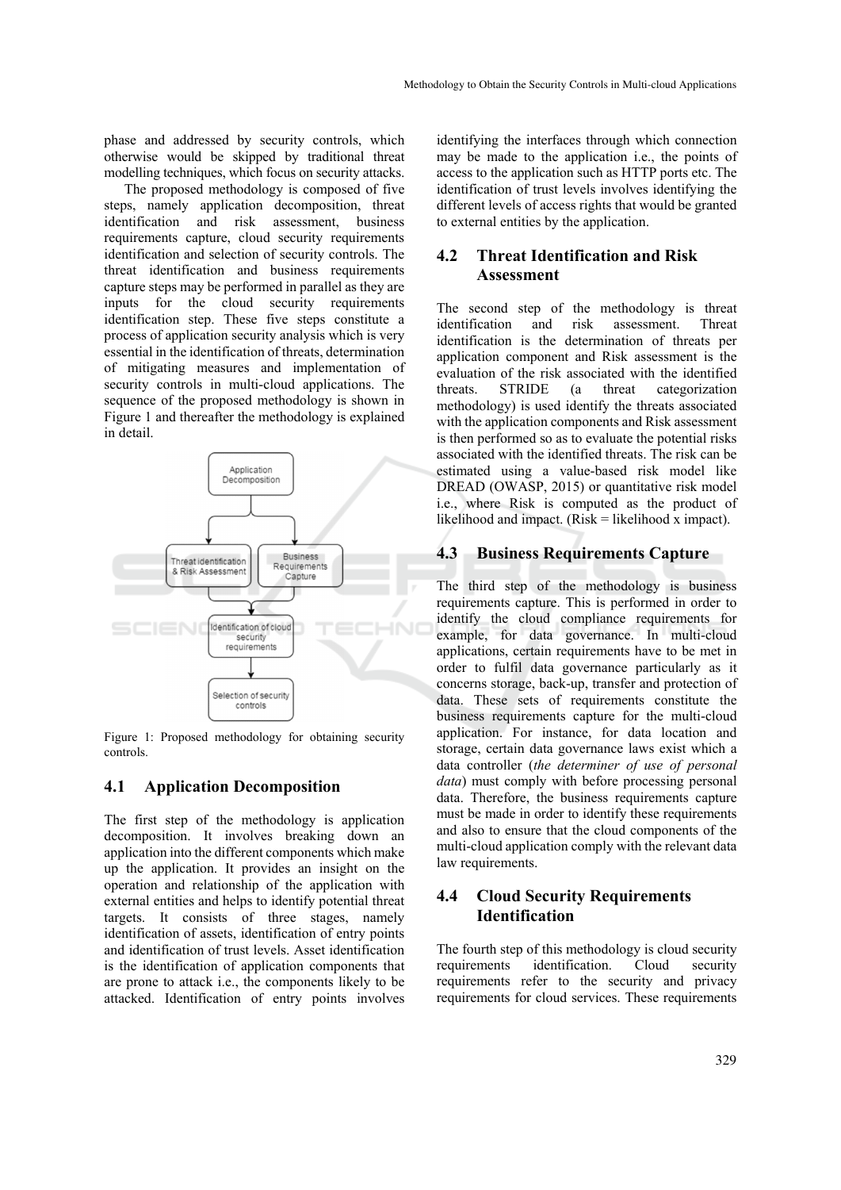phase and addressed by security controls, which otherwise would be skipped by traditional threat modelling techniques, which focus on security attacks.

The proposed methodology is composed of five steps, namely application decomposition, threat identification and risk assessment, business requirements capture, cloud security requirements identification and selection of security controls. The threat identification and business requirements capture steps may be performed in parallel as they are inputs for the cloud security requirements identification step. These five steps constitute a process of application security analysis which is very essential in the identification of threats, determination of mitigating measures and implementation of security controls in multi-cloud applications. The sequence of the proposed methodology is shown in Figure 1 and thereafter the methodology is explained in detail.

Figure 1: Proposed methodology for obtaining security controls.

## 4.1 Application Decomposition

The first step of the methodology is application decomposition. It involves breaking down an application into the different components which make up the application. It provides an insight on the operation and relationship of the application with external entities and helps to identify potential threat targets. It consists of three stages, namely identification of assets, identification of entry points and identification of trust levels. Asset identification is the identification of application components that are prone to attack i.e., the components likely to be attacked. Identification of entry points involves identifying the interfaces through which connection may be made to the application i.e., the points of access to the application such as HTTP ports etc. The identification of trust levels involves identifying the different levels of access rights that would be granted to external entities by the application.

## 4.2 Threat Identification and Risk Assessment

The second step of the methodology is threat identification and risk assessment. Threat identification is the determination of threats per application component and Risk assessment is the evaluation of the risk associated with the identified threats. STRIDE (a threat categorization methodology) is used identify the threats associated with the application components and Risk assessment is then performed so as to evaluate the potential risks associated with the identified threats. The risk can be estimated using a value-based risk model like DREAD (OWASP, 2015) or quantitative risk model i.e., where Risk is computed as the product of likelihood and impact. (Risk = likelihood x impact).

## 4.3 Business Requirements Capture

The third step of the methodology is business requirements capture. This is performed in order to identify the cloud compliance requirements for example, for data governance. In multi-cloud applications, certain requirements have to be met in order to fulfil data governance particularly as it concerns storage, back-up, transfer and protection of data. These sets of requirements constitute the business requirements capture for the multi-cloud application. For instance, for data location and storage, certain data governance laws exist which a data controller (*the determiner of use of personal data*) must comply with before processing personal data. Therefore, the business requirements capture must be made in order to identify these requirements and also to ensure that the cloud components of the multi-cloud application comply with the relevant data law requirements.

## 4.4 Cloud Security Requirements Identification

The fourth step of this methodology is cloud security requirements identification. Cloud security requirements refer to the security and privacy requirements for cloud services. These requirements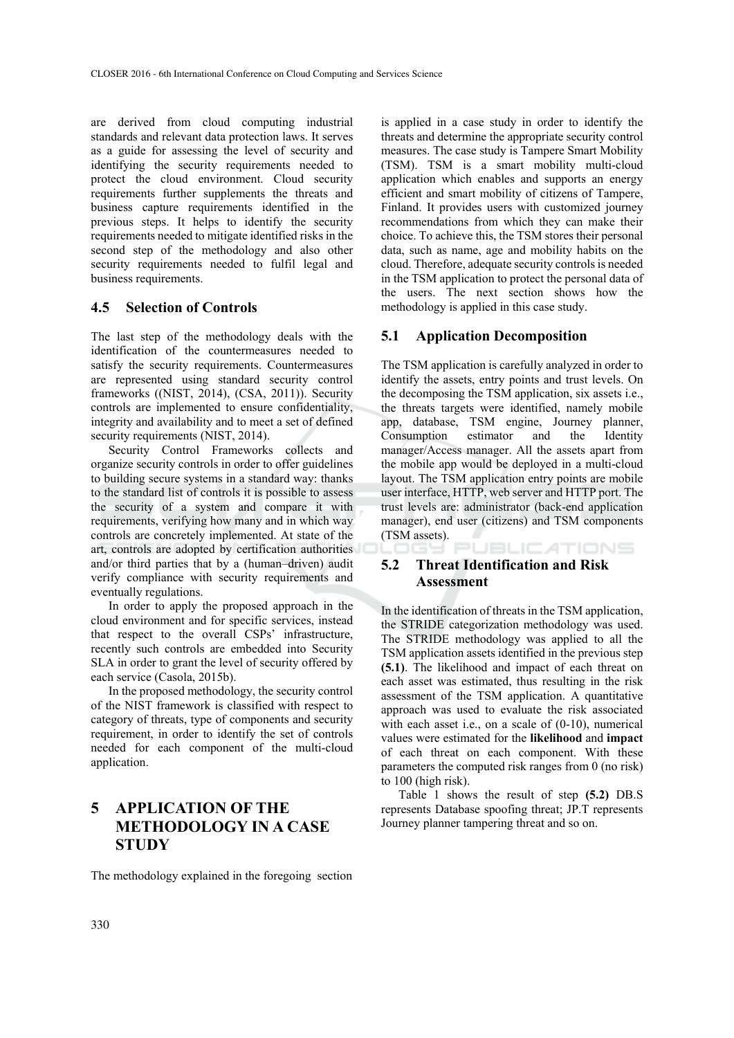are derived from cloud computing industrial standards and relevant data protection laws. It serves as a guide for assessing the level of security and identifying the security requirements needed to protect the cloud environment. Cloud security requirements further supplements the threats and business capture requirements identified in the previous steps. It helps to identify the security requirements needed to mitigate identified risks in the second step of the methodology and also other security requirements needed to fulfil legal and business requirements.

### 4.5 Selection of Controls

The last step of the methodology deals with the identification of the countermeasures needed to satisfy the security requirements. Countermeasures are represented using standard security control frameworks ((NIST, 2014), (CSA, 2011)). Security controls are implemented to ensure confidentiality, integrity and availability and to meet a set of defined security requirements (NIST, 2014).

Security Control Frameworks collects and organize security controls in order to offer guidelines to building secure systems in a standard way: thanks to the standard list of controls it is possible to assess the security of a system and compare it with requirements, verifying how many and in which way controls are concretely implemented. At state of the art, controls are adopted by certification authorities and/or third parties that by a (human–driven) audit verify compliance with security requirements and eventually regulations.

In order to apply the proposed approach in the cloud environment and for specific services, instead that respect to the overall CSPs' infrastructure, recently such controls are embedded into Security SLA in order to grant the level of security offered by each service (Casola, 2015b).

In the proposed methodology, the security control of the NIST framework is classified with respect to category of threats, type of components and security requirement, in order to identify the set of controls needed for each component of the multi-cloud application.

## 5 APPLICATION OF THE METHODOLOGY IN A CASE STUDY

The methodology explained in the foregoing section is applied in a case study in order to identify the threats and determine the appropriate security control measures. The case study is Tampere Smart Mobility (TSM). TSM is a smart mobility multi-cloud application which enables and supports an energy efficient and smart mobility of citizens of Tampere, Finland. It provides users with customized journey recommendations from which they can make their choice. To achieve this, the TSM stores their personal data, such as name, age and mobility habits on the cloud. Therefore, adequate security controls is needed in the TSM application to protect the personal data of the users. The next section shows how the methodology is applied in this case study.

### 5.1 Application Decomposition

The TSM application is carefully analyzed in order to identify the assets, entry points and trust levels. On the decomposing the TSM application, six assets i.e., the threats targets were identified, namely mobile app, database, TSM engine, Journey planner, Consumption estimator and the Identity manager/Access manager. All the assets apart from the mobile app would be deployed in a multi-cloud layout. The TSM application entry points are mobile user interface, HTTP, web server and HTTP port. The trust levels are: administrator (back-end application manager), end user (citizens) and TSM components (TSM assets).

### 5.2 Threat Identification and Risk Assessment

In the identification of threats in the TSM application, the STRIDE categorization methodology was used. The STRIDE methodology was applied to all the TSM application assets identified in the previous step **(5.1)**. The likelihood and impact of each threat on each asset was estimated, thus resulting in the risk assessment of the TSM application. A quantitative approach was used to evaluate the risk associated with each asset i.e., on a scale of (0-10), numerical values were estimated for the **likelihood** and **impact** of each threat on each component. With these parameters the computed risk ranges from 0 (no risk) to 100 (high risk).

Table 1 shows the result of step **(5.2)** DB.S represents Database spoofing threat; JP.T represents Journey planner tampering threat and so on.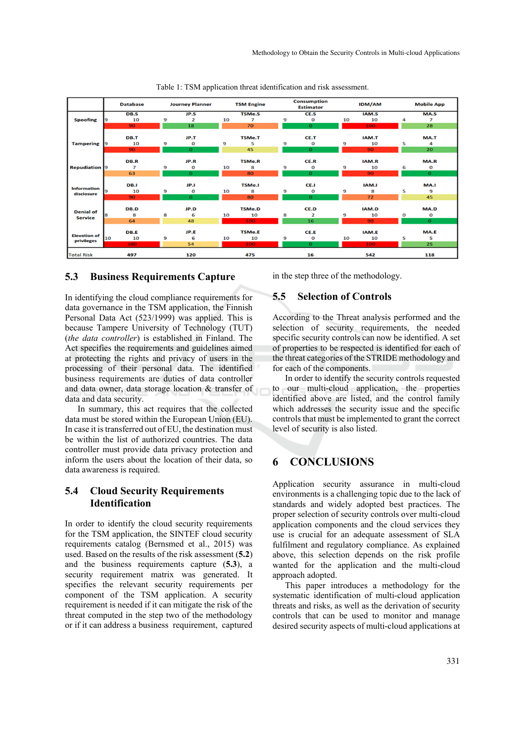Table 1: TSM application threat identification and risk assessment.

| | Database | | Journey Planner | | TSM Engine | | Consumption Estimator | | IDM/AM | | Mobile App | |
|---|---|---|---|---|---|---|---|---|---|---|---|---|
| Spoofing | 9 | DB.S 10 90 | 9 | JP.S 2 18 | 10 | TSMe.S 7 70 | 9 | CE.S 0 0 | 10 | IAM.S 10 100 | 4 | MA.S 7 28 |
| Tampering | 9 | DB.T 10 90 | 9 | JP.T 0 0 | 9 | TSMe.T 5 45 | 9 | CE.T 0 0 | 9 | IAM.T 10 90 | 5 | MA.T 4 20 |
| Repudiation | 9 | DB.R 7 63 | 9 | JP.R 0 0 | 10 | TSMe.R 8 80 | 9 | CE.R 0 0 | 9 | IAM.R 10 90 | 6 | MA.R 0 0 |
| Information disclosure | 9 | DB.I 10 90 | 9 | JP.I 0 0 | 10 | TSMe.I 8 80 | 9 | CE.I 0 0 | 9 | IAM.I 8 72 | 5 | MA.I 9 45 |
| Denial of Service | 8 | DB.D 8 64 | 8 | JP.D 6 48 | 10 | TSMe.D 10 100 | 8 | CE.D 2 16 | 9 | IAM.D 10 90 | 0 | MA.D 0 0 |
| Elevation of privileges | 10 | DB.E 10 100 | 9 | JP.E 6 54 | 10 | TSMe.E 10 100 | 9 | CE.E 0 0 | 10 | IAM.E 10 100 | 5 | MA.E 5 25 |
| Total Risk | | 497 | | 120 | | 475 | | 16 | | 542 | | 118 |

## 5.3 Business Requirements Capture

In identifying the cloud compliance requirements for data governance in the TSM application, the Finnish Personal Data Act (523/1999) was applied. This is because Tampere University of Technology (TUT) (*the data controller*) is established in Finland. The Act specifies the requirements and guidelines aimed at protecting the rights and privacy of users in the processing of their personal data. The identified business requirements are duties of data controller and data owner, data storage location & transfer of data and data security.

In summary, this act requires that the collected data must be stored within the European Union (EU). In case it is transferred out of EU, the destination must be within the list of authorized countries. The data controller must provide data privacy protection and inform the users about the location of their data, so data awareness is required.

## 5.4 Cloud Security Requirements Identification

In order to identify the cloud security requirements for the TSM application, the SINTEF cloud security requirements catalog (Bernsmed et al., 2015) was used. Based on the results of the risk assessment (**5.2**) and the business requirements capture (**5.3**), a security requirement matrix was generated. It specifies the relevant security requirements per component of the TSM application. A security requirement is needed if it can mitigate the risk of the threat computed in the step two of the methodology or if it can address a business requirement, captured in the step three of the methodology.

## 5.5 Selection of Controls

According to the Threat analysis performed and the selection of security requirements, the needed specific security controls can now be identified. A set of properties to be respected is identified for each of the threat categories of the STRIDE methodology and for each of the components.

In order to identify the security controls requested to our multi-cloud application, the properties identified above are listed, and the control family which addresses the security issue and the specific controls that must be implemented to grant the correct level of security is also listed.

# 6 CONCLUSIONS

Application security assurance in multi-cloud environments is a challenging topic due to the lack of standards and widely adopted best practices. The proper selection of security controls over multi-cloud application components and the cloud services they use is crucial for an adequate assessment of SLA fulfilment and regulatory compliance. As explained above, this selection depends on the risk profile wanted for the application and the multi-cloud approach adopted.

This paper introduces a methodology for the systematic identification of multi-cloud application threats and risks, as well as the derivation of security controls that can be used to monitor and manage desired security aspects of multi-cloud applications at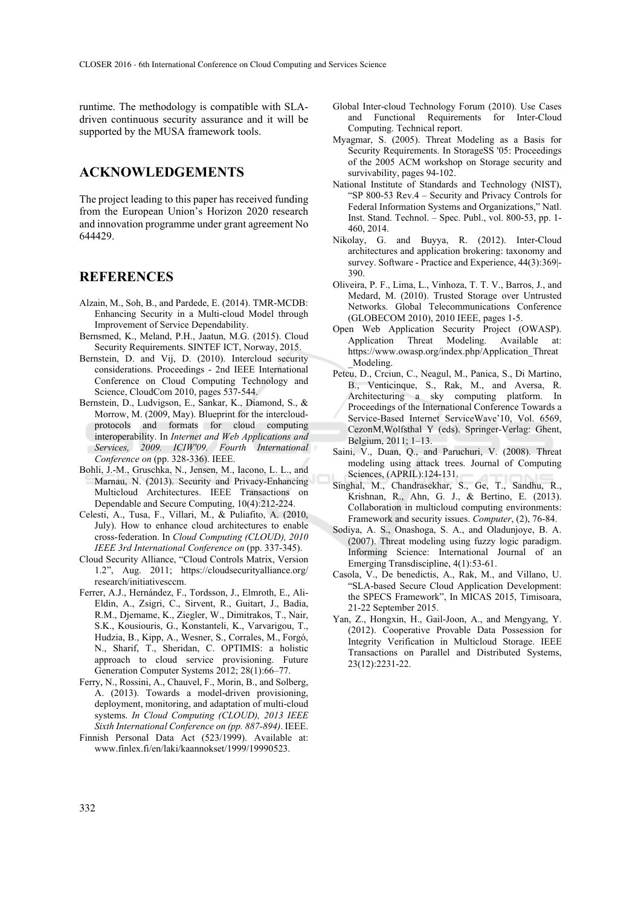runtime. The methodology is compatible with SLA-driven continuous security assurance and it will be supported by the MUSA framework tools.

## ACKNOWLEDGEMENTS

The project leading to this paper has received funding from the European Union's Horizon 2020 research and innovation programme under grant agreement No 644429.

## REFERENCES

Alzain, M., Soh, B., and Pardede, E. (2014). TMR-MCDB: Enhancing Security in a Multi-cloud Model through Improvement of Service Dependability.

Bernsmed, K., Meland, P.H., Jaatun, M.G. (2015). Cloud Security Requirements. SINTEF ICT, Norway, 2015.

Bernstein, D. and Vij, D. (2010). Intercloud security considerations. Proceedings - 2nd IEEE International Conference on Cloud Computing Technology and Science, CloudCom 2010, pages 537-544.

Bernstein, D., Ludvigson, E., Sankar, K., Diamond, S., & Morrow, M. (2009, May). Blueprint for the intercloud-protocols and formats for cloud computing interoperability. In *Internet and Web Applications and Services, 2009. ICIW'09. Fourth International Conference on* (pp. 328-336). IEEE.

Bohli, J.-M., Gruschka, N., Jensen, M., Iacono, L. L., and Marnau, N. (2013). Security and Privacy-Enhancing Multicloud Architectures. IEEE Transactions on Dependable and Secure Computing, 10(4):212-224.

Celesti, A., Tusa, F., Villari, M., & Puliafito, A. (2010, July). How to enhance cloud architectures to enable cross-federation. In *Cloud Computing (CLOUD), 2010 IEEE 3rd International Conference on* (pp. 337-345).

Cloud Security Alliance, "Cloud Controls Matrix, Version 1.2", Aug. 2011; https://cloudsecurityalliance.org/research/initiativesccm.

Ferrer, A.J., Hernández, F., Tordsson, J., Elmroth, E., Ali-Eldin, A., Zsigri, C., Sirvent, R., Guitart, J., Badia, R.M., Djemame, K., Ziegler, W., Dimitrakos, T., Nair, S.K., Kousiouris, G., Konstanteli, K., Varvarigou, T., Hudzia, B., Kipp, A., Wesner, S., Corrales, M., Forgó, N., Sharif, T., Sheridan, C. OPTIMIS: a holistic approach to cloud service provisioning. Future Generation Computer Systems 2012; 28(1):66–77.

Ferry, N., Rossini, A., Chauvel, F., Morin, B., and Solberg, A. (2013). Towards a model-driven provisioning, deployment, monitoring, and adaptation of multi-cloud systems. *In Cloud Computing (CLOUD), 2013 IEEE Sixth International Conference on (pp. 887-894)*. IEEE.

Finnish Personal Data Act (523/1999). Available at: www.finlex.fi/en/laki/kaannokset/1999/19990523.

Global Inter-cloud Technology Forum (2010). Use Cases and Functional Requirements for Inter-Cloud Computing. Technical report.

Myagmar, S. (2005). Threat Modeling as a Basis for Security Requirements. In StorageSS '05: Proceedings of the 2005 ACM workshop on Storage security and survivability, pages 94-102.

National Institute of Standards and Technology (NIST), "SP 800-53 Rev.4 – Security and Privacy Controls for Federal Information Systems and Organizations," Natl. Inst. Stand. Technol. – Spec. Publ., vol. 800-53, pp. 1-460, 2014.

Nikolay, G. and Buyya, R. (2012). Inter-Cloud architectures and application brokering: taxonomy and survey. Software - Practice and Experience, 44(3):369|-390.

Oliveira, P. F., Lima, L., Vinhoza, T. T. V., Barros, J., and Medard, M. (2010). Trusted Storage over Untrusted Networks. Global Telecommunications Conference (GLOBECOM 2010), 2010 IEEE, pages 1-5.

Open Web Application Security Project (OWASP). Application Threat Modeling. Available at: https://www.owasp.org/index.php/Application_Threat_Modeling.

Petcu, D., Crciun, C., Neagul, M., Panica, S., Di Martino, B., Venticinque, S., Rak, M., and Aversa, R. Architecturing a sky computing platform. In Proceedings of the International Conference Towards a Service-Based Internet ServiceWave'10, Vol. 6569, CezonM,Wolfsthal Y (eds). Springer-Verlag: Ghent, Belgium, 2011; 1–13.

Saini, V., Duan, Q., and Paruchuri, V. (2008). Threat modeling using attack trees. Journal of Computing Sciences, (APRIL):124-131.

Singhal, M., Chandrasekhar, S., Ge, T., Sandhu, R., Krishnan, R., Ahn, G. J., & Bertino, E. (2013). Collaboration in multicloud computing environments: Framework and security issues. *Computer*, (2), 76-84.

Sodiya, A. S., Onashoga, S. A., and Oladunjoye, B. A. (2007). Threat modeling using fuzzy logic paradigm. Informing Science: International Journal of an Emerging Transdiscipline, 4(1):53-61.

Casola, V., De benedictis, A., Rak, M., and Villano, U. "SLA-based Secure Cloud Application Development: the SPECS Framework", In MICAS 2015, Timisoara, 21-22 September 2015.

Yan, Z., Hongxin, H., Gail-Joon, A., and Mengyang, Y. (2012). Cooperative Provable Data Possession for Integrity Verification in Multicloud Storage. IEEE Transactions on Parallel and Distributed Systems, 23(12):2231-22.